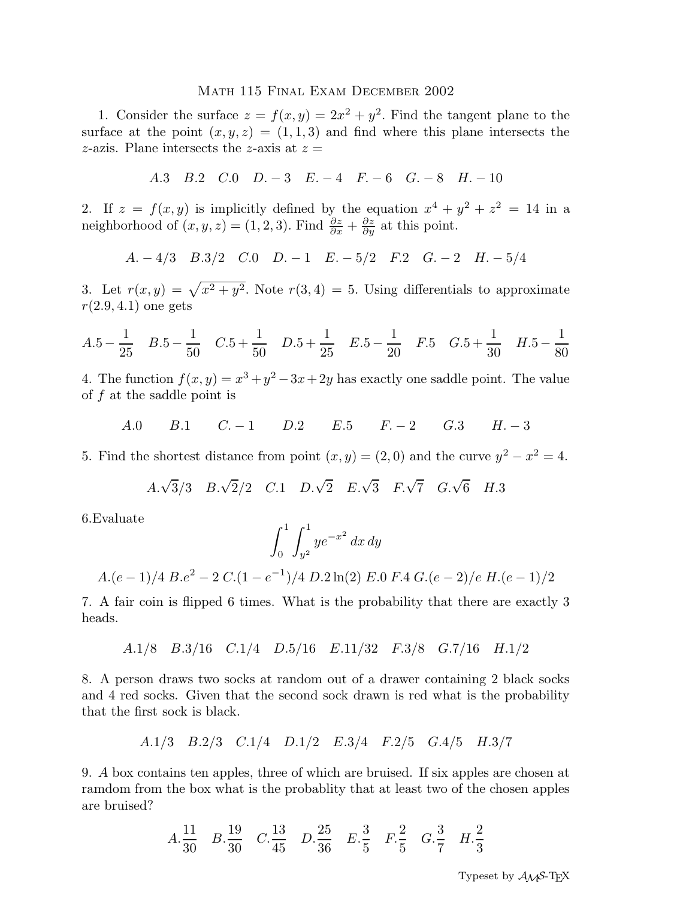# Math 115 Final Exam December 2002

1. Consider the surface $z = f(x, y) = 2x^2 + y^2$. Find the tangent plane to the surface at the point $(x, y, z) = (1, 1, 3)$ and find where this plane intersects the $z$-azis. Plane intersects the $z$-axis at $z =$

$$A.3 \quad B.2 \quad C.0 \quad D.-3 \quad E.-4 \quad F.-6 \quad G.-8 \quad H.-10$$

2. If $z = f(x, y)$ is implicitly defined by the equation $x^4 + y^2 + z^2 = 14$ in a neighborhood of $(x, y, z) = (1, 2, 3)$. Find $\frac{\partial z}{\partial x} + \frac{\partial z}{\partial y}$ at this point.

$$A.-4/3 \quad B.3/2 \quad C.0 \quad D.-1 \quad E.-5/2 \quad F.2 \quad G.-2 \quad H.-5/4$$

3. Let $r(x, y) = \sqrt{x^2 + y^2}$. Note $r(3, 4) = 5$. Using differentials to approximate $r(2.9, 4.1)$ one gets

$$A.5 - \frac{1}{25} \quad B.5 - \frac{1}{50} \quad C.5 + \frac{1}{50} \quad D.5 + \frac{1}{25} \quad E.5 - \frac{1}{20} \quad F.5 \quad G.5 + \frac{1}{30} \quad H.5 - \frac{1}{80}$$

4. The function $f(x, y) = x^3 + y^2 - 3x + 2y$ has exactly one saddle point. The value of $f$ at the saddle point is

$$A.0 \quad B.1 \quad C.-1 \quad D.2 \quad E.5 \quad F.-2 \quad G.3 \quad H.-3$$

5. Find the shortest distance from point $(x, y) = (2, 0)$ and the curve $y^2 - x^2 = 4$.

$$A.\sqrt{3}/3 \quad B.\sqrt{2}/2 \quad C.1 \quad D.\sqrt{2} \quad E.\sqrt{3} \quad F.\sqrt{7} \quad G.\sqrt{6} \quad H.3$$

6.Evaluate

$$\int_0^1 \int_{y^2}^1 ye^{-x^2}\, dx\, dy$$

$$A.(e-1)/4 \; B.e^2 - 2 \; C.(1-e^{-1})/4 \; D.2\ln(2) \; E.0 \; F.4 \; G.(e-2)/e \; H.(e-1)/2$$

7. A fair coin is flipped 6 times. What is the probability that there are exactly 3 heads.

$$A.1/8 \quad B.3/16 \quad C.1/4 \quad D.5/16 \quad E.11/32 \quad F.3/8 \quad G.7/16 \quad H.1/2$$

8. A person draws two socks at random out of a drawer containing 2 black socks and 4 red socks. Given that the second sock drawn is red what is the probability that the first sock is black.

$$A.1/3 \quad B.2/3 \quad C.1/4 \quad D.1/2 \quad E.3/4 \quad F.2/5 \quad G.4/5 \quad H.3/7$$

9. *A* box contains ten apples, three of which are bruised. If six apples are chosen at ramdom from the box what is the probablity that at least two of the chosen apples are bruised?

$$A.\frac{11}{30} \quad B.\frac{19}{30} \quad C.\frac{13}{45} \quad D.\frac{25}{36} \quad E.\frac{3}{5} \quad F.\frac{2}{5} \quad G.\frac{3}{7} \quad H.\frac{2}{3}$$

Typeset by $\mathcal{A}_{\mathcal{M}}\mathcal{S}$-TEX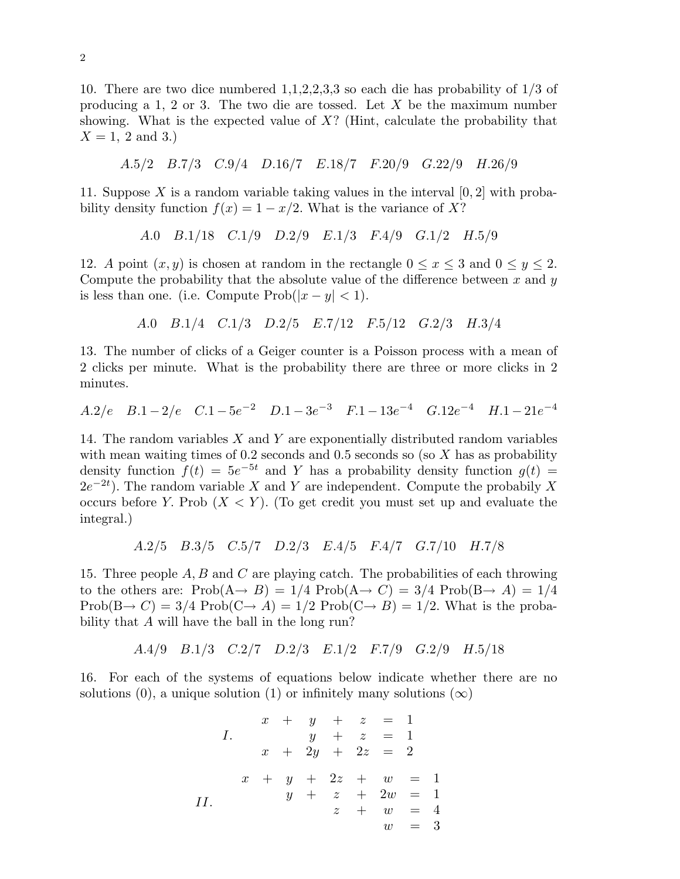10. There are two dice numbered 1,1,2,2,3,3 so each die has probability of 1/3 of producing a 1, 2 or 3. The two die are tossed. Let $X$ be the maximum number showing. What is the expected value of $X$? (Hint, calculate the probability that $X = 1$, 2 and 3.)

$$A.5/2 \quad B.7/3 \quad C.9/4 \quad D.16/7 \quad E.18/7 \quad F.20/9 \quad G.22/9 \quad H.26/9$$

11. Suppose $X$ is a random variable taking values in the interval $[0, 2]$ with probability density function $f(x) = 1 - x/2$. What is the variance of $X$?

$$A.0 \quad B.1/18 \quad C.1/9 \quad D.2/9 \quad E.1/3 \quad F.4/9 \quad G.1/2 \quad H.5/9$$

12. *A* point $(x, y)$ is chosen at random in the rectangle $0 \leq x \leq 3$ and $0 \leq y \leq 2$. Compute the probability that the absolute value of the difference between $x$ and $y$ is less than one. (i.e. Compute Prob($|x - y| < 1$).

$$A.0 \quad B.1/4 \quad C.1/3 \quad D.2/5 \quad E.7/12 \quad F.5/12 \quad G.2/3 \quad H.3/4$$

13. The number of clicks of a Geiger counter is a Poisson process with a mean of 2 clicks per minute. What is the probability there are three or more clicks in 2 minutes.

$$A.2/e \quad B.1 - 2/e \quad C.1 - 5e^{-2} \quad D.1 - 3e^{-3} \quad F.1 - 13e^{-4} \quad G.12e^{-4} \quad H.1 - 21e^{-4}$$

14. The random variables $X$ and $Y$ are exponentially distributed random variables with mean waiting times of 0.2 seconds and 0.5 seconds so (so $X$ has as probability density function $f(t) = 5e^{-5t}$ and $Y$ has a probability density function $g(t) = 2e^{-2t}$). The random variable $X$ and $Y$ are independent. Compute the probabily $X$ occurs before $Y$. Prob $(X < Y)$. (To get credit you must set up and evaluate the integral.)

$$A.2/5 \quad B.3/5 \quad C.5/7 \quad D.2/3 \quad E.4/5 \quad F.4/7 \quad G.7/10 \quad H.7/8$$

15. Three people $A, B$ and $C$ are playing catch. The probabilities of each throwing to the others are: Prob(A$\to$ $B$) = 1/4 Prob(A$\to$ $C$) = 3/4 Prob(B$\to$ $A$) = 1/4 Prob(B$\to$ $C$) = 3/4 Prob(C$\to$ $A$) = 1/2 Prob(C$\to$ $B$) = 1/2. What is the probability that $A$ will have the ball in the long run?

$$A.4/9 \quad B.1/3 \quad C.2/7 \quad D.2/3 \quad E.1/2 \quad F.7/9 \quad G.2/9 \quad H.5/18$$

16. For each of the systems of equations below indicate whether there are no solutions (0), a unique solution (1) or infinitely many solutions ($\infty$)

$$I. \quad \begin{array}{rcrcrcr} x & + & y & + & z & = & 1 \\ & & y & + & z & = & 1 \\ x & + & 2y & + & 2z & = & 2 \end{array}$$

$$II. \quad \begin{array}{rcrcrcrcr} x & + & y & + & 2z & + & w & = & 1 \\ & & y & + & z & + & 2w & = & 1 \\ & & & & z & + & w & = & 4 \\ & & & & & & w & = & 3 \end{array}$$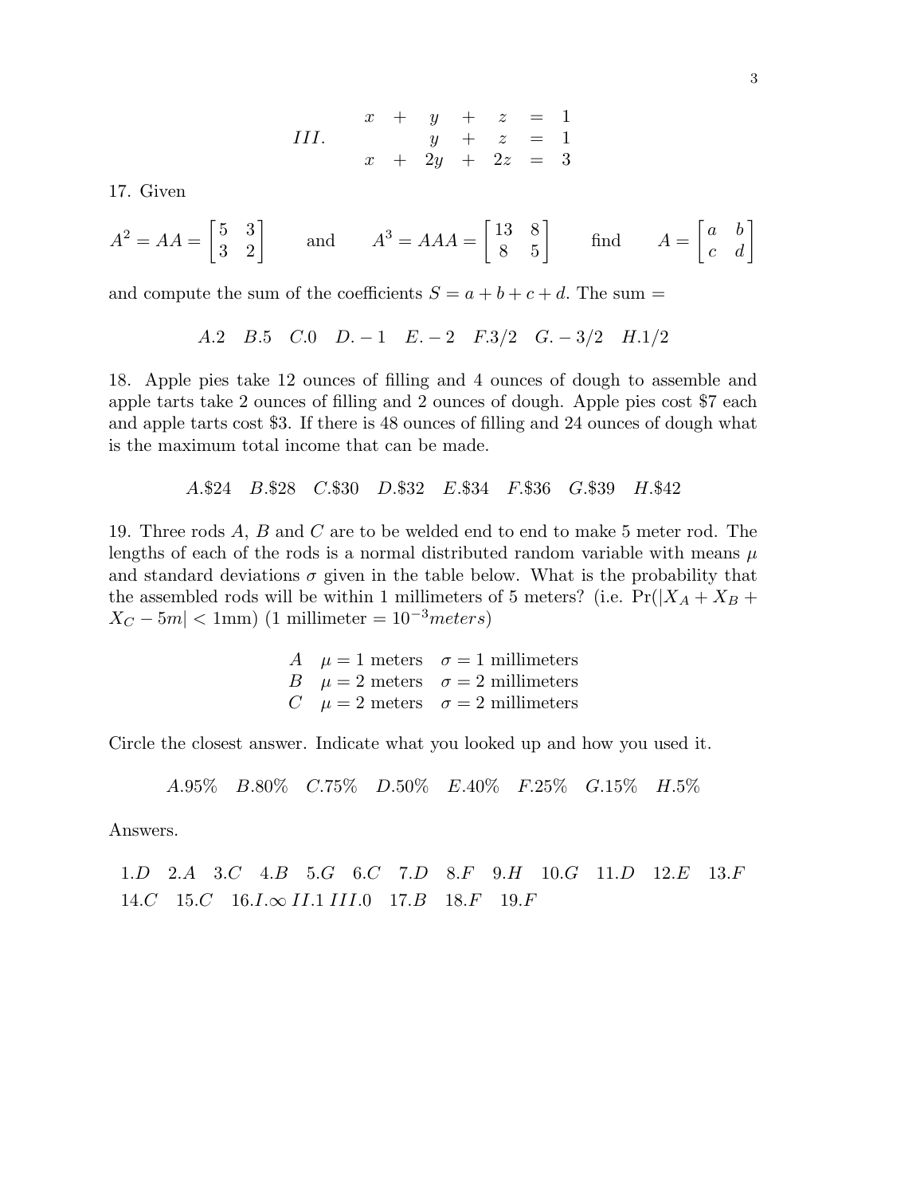$$III. \quad \begin{array}{rcrcrcl} x & + & y & + & z & = & 1 \\ & & y & + & z & = & 1 \\ x & + & 2y & + & 2z & = & 3 \end{array}$$

17. Given

$$A^2 = AA = \begin{bmatrix} 5 & 3 \\ 3 & 2 \end{bmatrix} \qquad \text{and} \qquad A^3 = AAA = \begin{bmatrix} 13 & 8 \\ 8 & 5 \end{bmatrix} \qquad \text{find} \qquad A = \begin{bmatrix} a & b \\ c & d \end{bmatrix}$$

and compute the sum of the coefficients $S = a + b + c + d$. The sum =

$A.2 \quad B.5 \quad C.0 \quad D. -1 \quad E. -2 \quad F.3/2 \quad G. -3/2 \quad H.1/2$

18. Apple pies take 12 ounces of filling and 4 ounces of dough to assemble and apple tarts take 2 ounces of filling and 2 ounces of dough. Apple pies cost \$7 each and apple tarts cost \$3. If there is 48 ounces of filling and 24 ounces of dough what is the maximum total income that can be made.

$A.\$24 \quad B.\$28 \quad C.\$30 \quad D.\$32 \quad E.\$34 \quad F.\$36 \quad G.\$39 \quad H.\$42$

19. Three rods $A$, $B$ and $C$ are to be welded end to end to make 5 meter rod. The lengths of each of the rods is a normal distributed random variable with means $\mu$ and standard deviations $\sigma$ given in the table below. What is the probability that the assembled rods will be within 1 millimeters of 5 meters? (i.e. $\Pr(|X_A + X_B + X_C - 5m| < 1\text{mm})$ (1 millimeter $= 10^{-3} meters$)

| | | |
|---|---|---|
| $A$ | $\mu = 1$ meters | $\sigma = 1$ millimeters |
| $B$ | $\mu = 2$ meters | $\sigma = 2$ millimeters |
| $C$ | $\mu = 2$ meters | $\sigma = 2$ millimeters |

Circle the closest answer. Indicate what you looked up and how you used it.

$A.95\% \quad B.80\% \quad C.75\% \quad D.50\% \quad E.40\% \quad F.25\% \quad G.15\% \quad H.5\%$

Answers.

$1.D \quad 2.A \quad 3.C \quad 4.B \quad 5.G \quad 6.C \quad 7.D \quad 8.F \quad 9.H \quad 10.G \quad 11.D \quad 12.E \quad 13.F$
$14.C \quad 15.C \quad 16.I.\infty \; II.1 \; III.0 \quad 17.B \quad 18.F \quad 19.F$